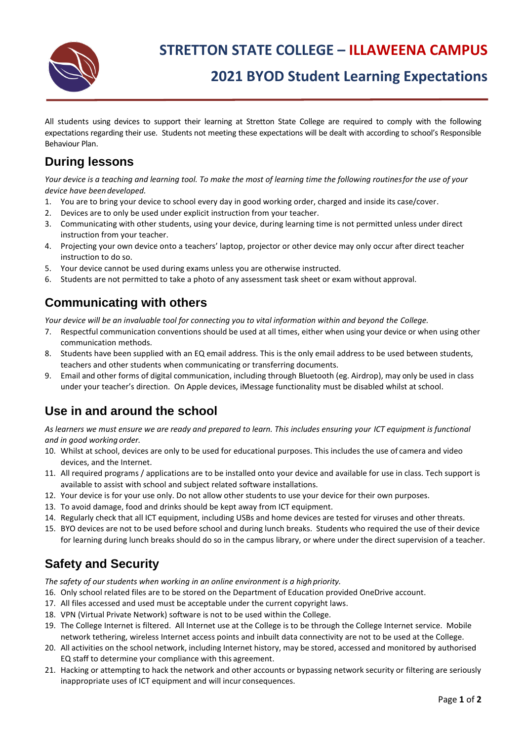# STRETTON STATE COLLEGE – ILLAWEENA CAMPUS

## 2021 BYOD Student Learning Expectations

All students using devices to support their learning at Stretton State College are required to comply with the following expectations regarding their use. Students not meeting these expectations will be dealt with according to school's Responsible Behaviour Plan.

## During lessons

*Your device is a teaching and learning tool. To make the most of learning time the following routines for the use of your device have been developed.*

1. You are to bring your device to school every day in good working order, charged and inside its case/cover.
2. Devices are to only be used under explicit instruction from your teacher.
3. Communicating with other students, using your device, during learning time is not permitted unless under direct instruction from your teacher.
4. Projecting your own device onto a teachers' laptop, projector or other device may only occur after direct teacher instruction to do so.
5. Your device cannot be used during exams unless you are otherwise instructed.
6. Students are not permitted to take a photo of any assessment task sheet or exam without approval.

## Communicating with others

*Your device will be an invaluable tool for connecting you to vital information within and beyond the College.*

7. Respectful communication conventions should be used at all times, either when using your device or when using other communication methods.
8. Students have been supplied with an EQ email address. This is the only email address to be used between students, teachers and other students when communicating or transferring documents.
9. Email and other forms of digital communication, including through Bluetooth (eg. Airdrop), may only be used in class under your teacher's direction. On Apple devices, iMessage functionality must be disabled whilst at school.

## Use in and around the school

*As learners we must ensure we are ready and prepared to learn. This includes ensuring your ICT equipment is functional and in good working order.*

10. Whilst at school, devices are only to be used for educational purposes. This includes the use of camera and video devices, and the Internet.
11. All required programs / applications are to be installed onto your device and available for use in class. Tech support is available to assist with school and subject related software installations.
12. Your device is for your use only. Do not allow other students to use your device for their own purposes.
13. To avoid damage, food and drinks should be kept away from ICT equipment.
14. Regularly check that all ICT equipment, including USBs and home devices are tested for viruses and other threats.
15. BYO devices are not to be used before school and during lunch breaks. Students who required the use of their device for learning during lunch breaks should do so in the campus library, or where under the direct supervision of a teacher.

## Safety and Security

*The safety of our students when working in an online environment is a high priority.*

16. Only school related files are to be stored on the Department of Education provided OneDrive account.
17. All files accessed and used must be acceptable under the current copyright laws.
18. VPN (Virtual Private Network) software is not to be used within the College.
19. The College Internet is filtered. All Internet use at the College is to be through the College Internet service. Mobile network tethering, wireless Internet access points and inbuilt data connectivity are not to be used at the College.
20. All activities on the school network, including Internet history, may be stored, accessed and monitored by authorised EQ staff to determine your compliance with this agreement.
21. Hacking or attempting to hack the network and other accounts or bypassing network security or filtering are seriously inappropriate uses of ICT equipment and will incur consequences.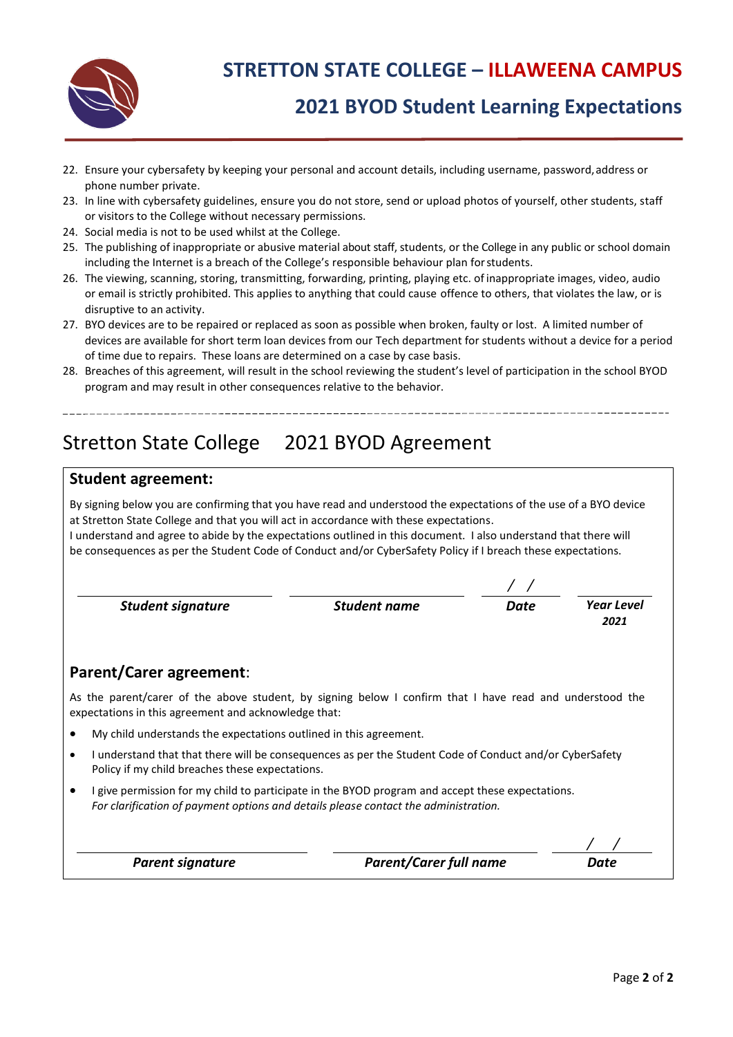# STRETTON STATE COLLEGE – ILLAWEENA CAMPUS

## 2021 BYOD Student Learning Expectations

22. Ensure your cybersafety by keeping your personal and account details, including username, password, address or phone number private.
23. In line with cybersafety guidelines, ensure you do not store, send or upload photos of yourself, other students, staff or visitors to the College without necessary permissions.
24. Social media is not to be used whilst at the College.
25. The publishing of inappropriate or abusive material about staff, students, or the College in any public or school domain including the Internet is a breach of the College's responsible behaviour plan for students.
26. The viewing, scanning, storing, transmitting, forwarding, printing, playing etc. of inappropriate images, video, audio or email is strictly prohibited. This applies to anything that could cause offence to others, that violates the law, or is disruptive to an activity.
27. BYO devices are to be repaired or replaced as soon as possible when broken, faulty or lost. A limited number of devices are available for short term loan devices from our Tech department for students without a device for a period of time due to repairs. These loans are determined on a case by case basis.
28. Breaches of this agreement, will result in the school reviewing the student's level of participation in the school BYOD program and may result in other consequences relative to the behavior.

---

# Stretton State College 2021 BYOD Agreement

## Student agreement:

By signing below you are confirming that you have read and understood the expectations of the use of a BYO device at Stretton State College and that you will act in accordance with these expectations.
I understand and agree to abide by the expectations outlined in this document. I also understand that there will be consequences as per the Student Code of Conduct and/or CyberSafety Policy if I breach these expectations.

| | | | |
|---|---|---|---|
| | | / / | |
| ***Student signature*** | ***Student name*** | ***Date*** | ***Year Level*** *2021* |

## Parent/Carer agreement:

As the parent/carer of the above student, by signing below I confirm that I have read and understood the expectations in this agreement and acknowledge that:

- My child understands the expectations outlined in this agreement.
- I understand that that there will be consequences as per the Student Code of Conduct and/or CyberSafety Policy if my child breaches these expectations.
- I give permission for my child to participate in the BYOD program and accept these expectations.
  *For clarification of payment options and details please contact the administration.*

| | | |
|---|---|---|
| | | / / |
| ***Parent signature*** | ***Parent/Carer full name*** | ***Date*** |